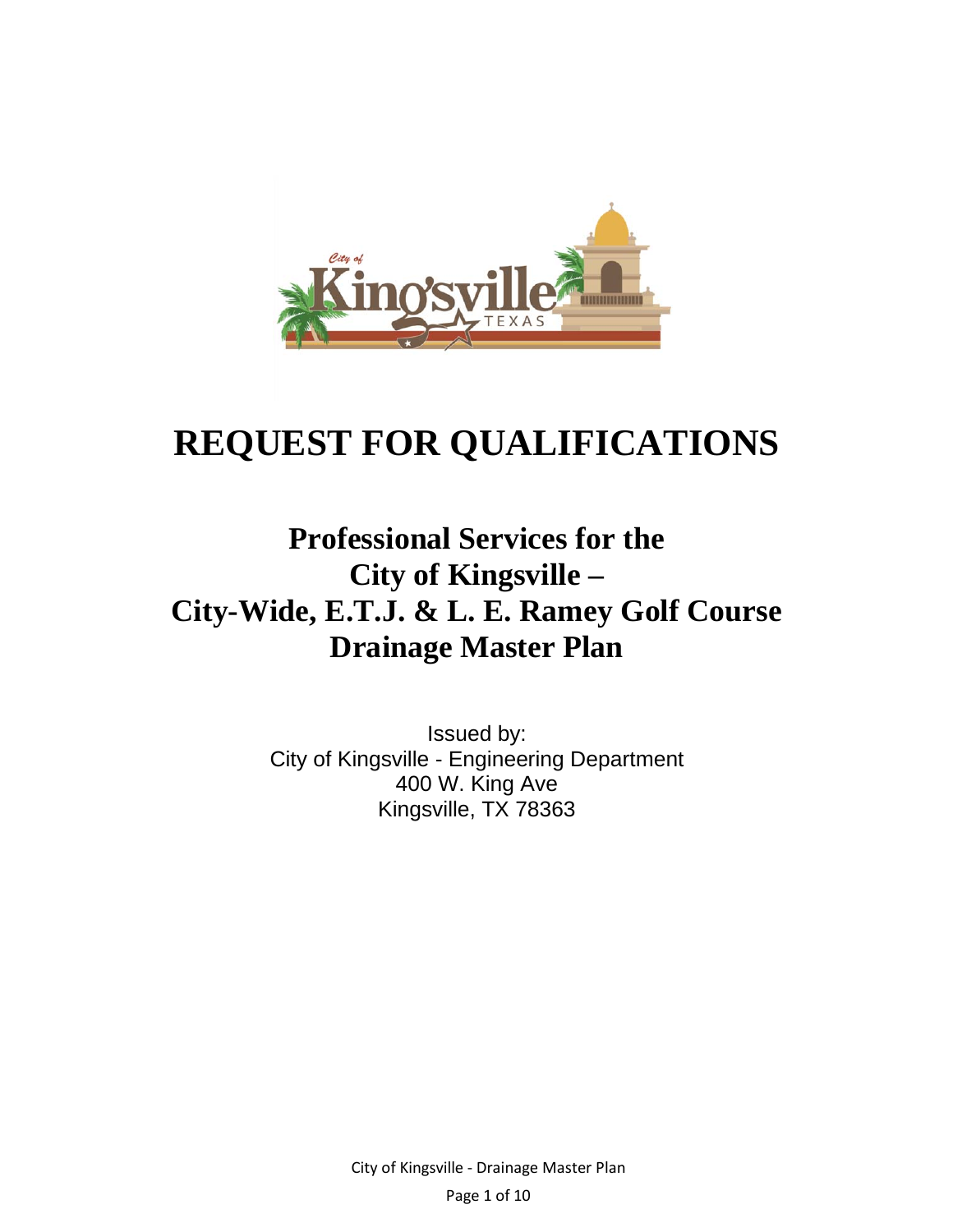# REQUEST FOR QUALIFICATIONS

## Professional Services for the City of Kingsville – City-Wide, E.T.J. & L. E. Ramey Golf Course Drainage Master Plan

Issued by:
City of Kingsville - Engineering Department
400 W. King Ave
Kingsville, TX 78363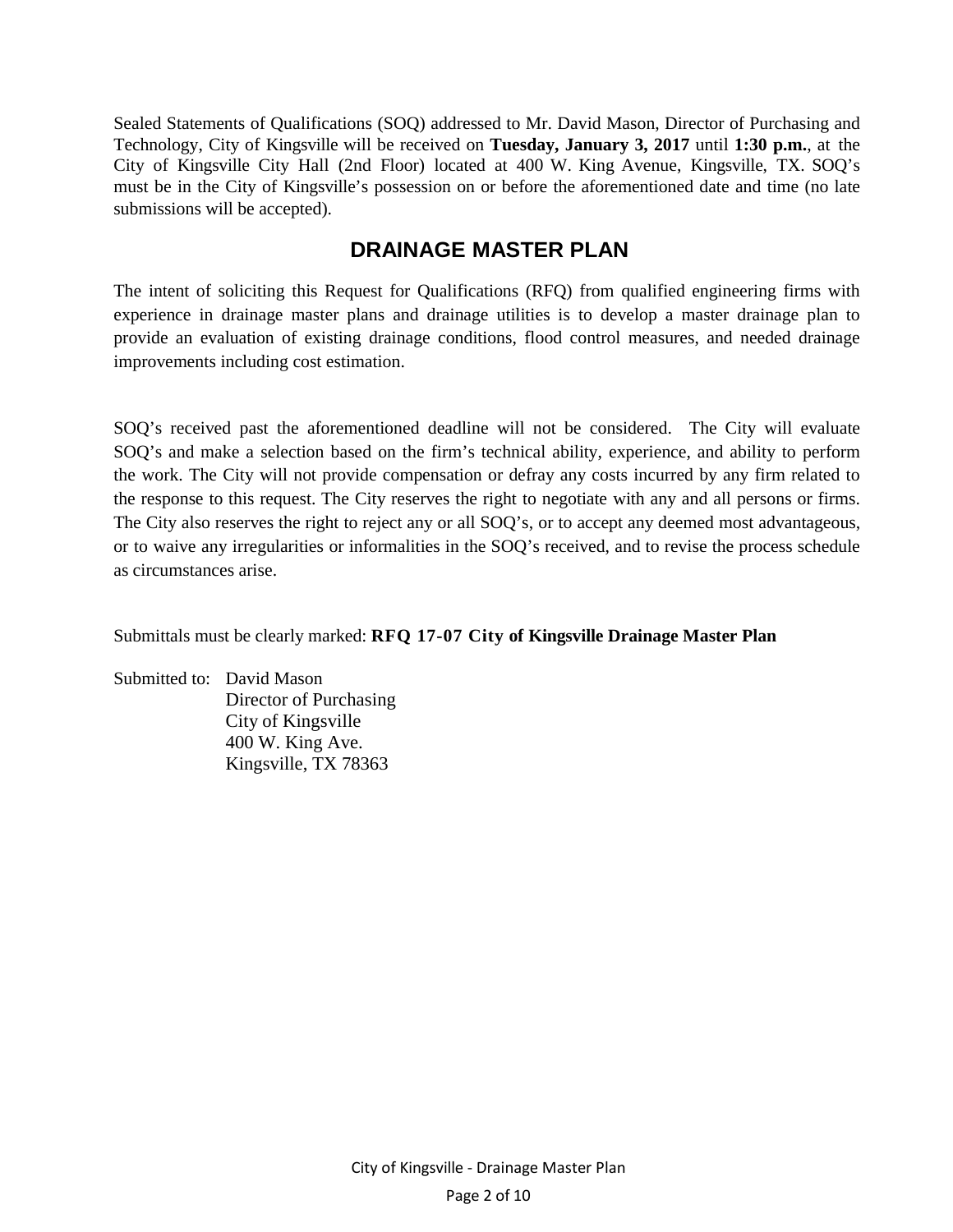Sealed Statements of Qualifications (SOQ) addressed to Mr. David Mason, Director of Purchasing and Technology, City of Kingsville will be received on **Tuesday, January 3, 2017** until **1:30 p.m.**, at the City of Kingsville City Hall (2nd Floor) located at 400 W. King Avenue, Kingsville, TX. SOQ's must be in the City of Kingsville's possession on or before the aforementioned date and time (no late submissions will be accepted).

## DRAINAGE MASTER PLAN

The intent of soliciting this Request for Qualifications (RFQ) from qualified engineering firms with experience in drainage master plans and drainage utilities is to develop a master drainage plan to provide an evaluation of existing drainage conditions, flood control measures, and needed drainage improvements including cost estimation.

SOQ's received past the aforementioned deadline will not be considered. The City will evaluate SOQ's and make a selection based on the firm's technical ability, experience, and ability to perform the work. The City will not provide compensation or defray any costs incurred by any firm related to the response to this request. The City reserves the right to negotiate with any and all persons or firms. The City also reserves the right to reject any or all SOQ's, or to accept any deemed most advantageous, or to waive any irregularities or informalities in the SOQ's received, and to revise the process schedule as circumstances arise.

Submittals must be clearly marked: **RFQ 17-07 City of Kingsville Drainage Master Plan**

Submitted to: David Mason
Director of Purchasing
City of Kingsville
400 W. King Ave.
Kingsville, TX 78363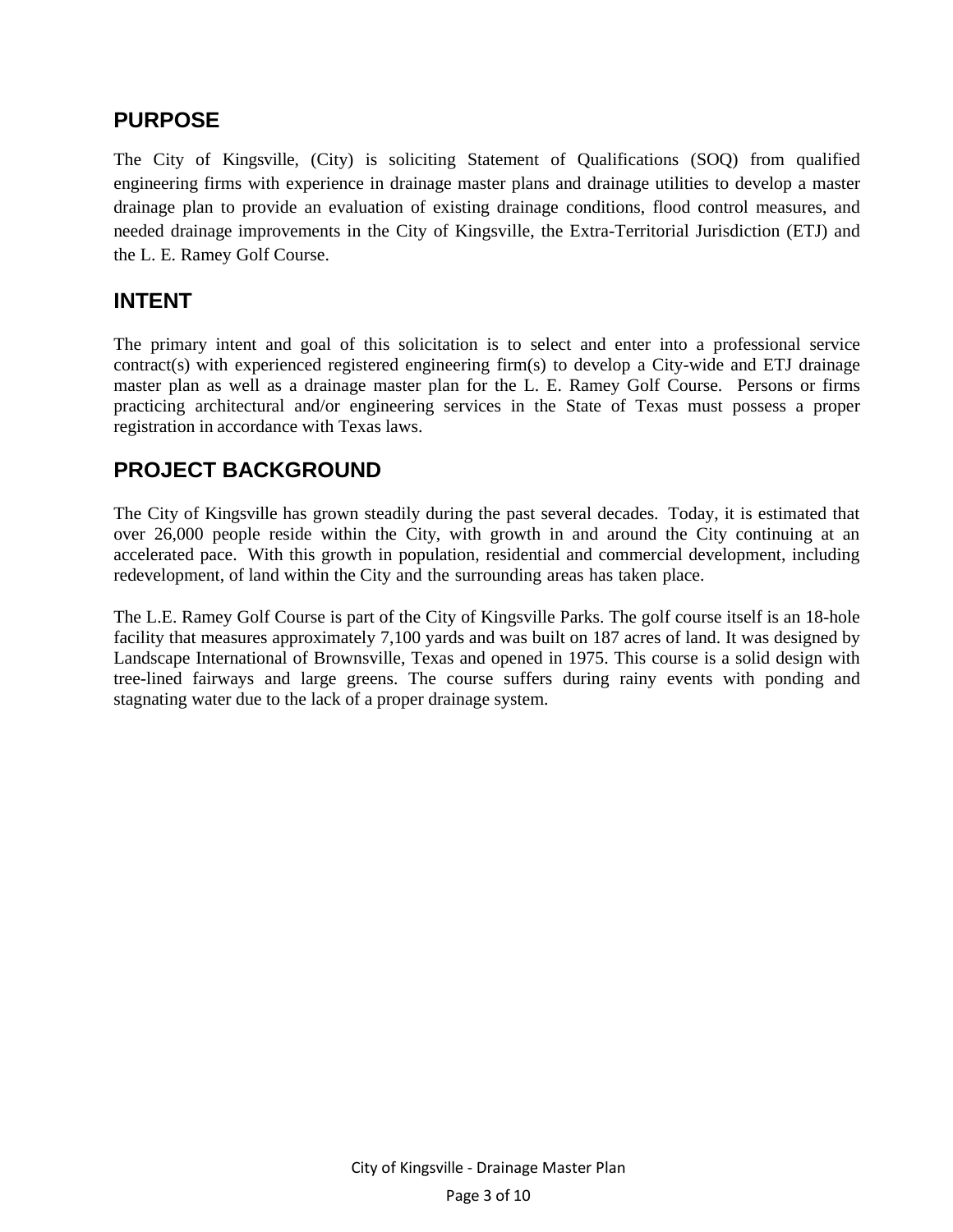## PURPOSE

The City of Kingsville, (City) is soliciting Statement of Qualifications (SOQ) from qualified engineering firms with experience in drainage master plans and drainage utilities to develop a master drainage plan to provide an evaluation of existing drainage conditions, flood control measures, and needed drainage improvements in the City of Kingsville, the Extra-Territorial Jurisdiction (ETJ) and the L. E. Ramey Golf Course.

## INTENT

The primary intent and goal of this solicitation is to select and enter into a professional service contract(s) with experienced registered engineering firm(s) to develop a City-wide and ETJ drainage master plan as well as a drainage master plan for the L. E. Ramey Golf Course. Persons or firms practicing architectural and/or engineering services in the State of Texas must possess a proper registration in accordance with Texas laws.

## PROJECT BACKGROUND

The City of Kingsville has grown steadily during the past several decades. Today, it is estimated that over 26,000 people reside within the City, with growth in and around the City continuing at an accelerated pace. With this growth in population, residential and commercial development, including redevelopment, of land within the City and the surrounding areas has taken place.

The L.E. Ramey Golf Course is part of the City of Kingsville Parks. The golf course itself is an 18-hole facility that measures approximately 7,100 yards and was built on 187 acres of land. It was designed by Landscape International of Brownsville, Texas and opened in 1975. This course is a solid design with tree-lined fairways and large greens. The course suffers during rainy events with ponding and stagnating water due to the lack of a proper drainage system.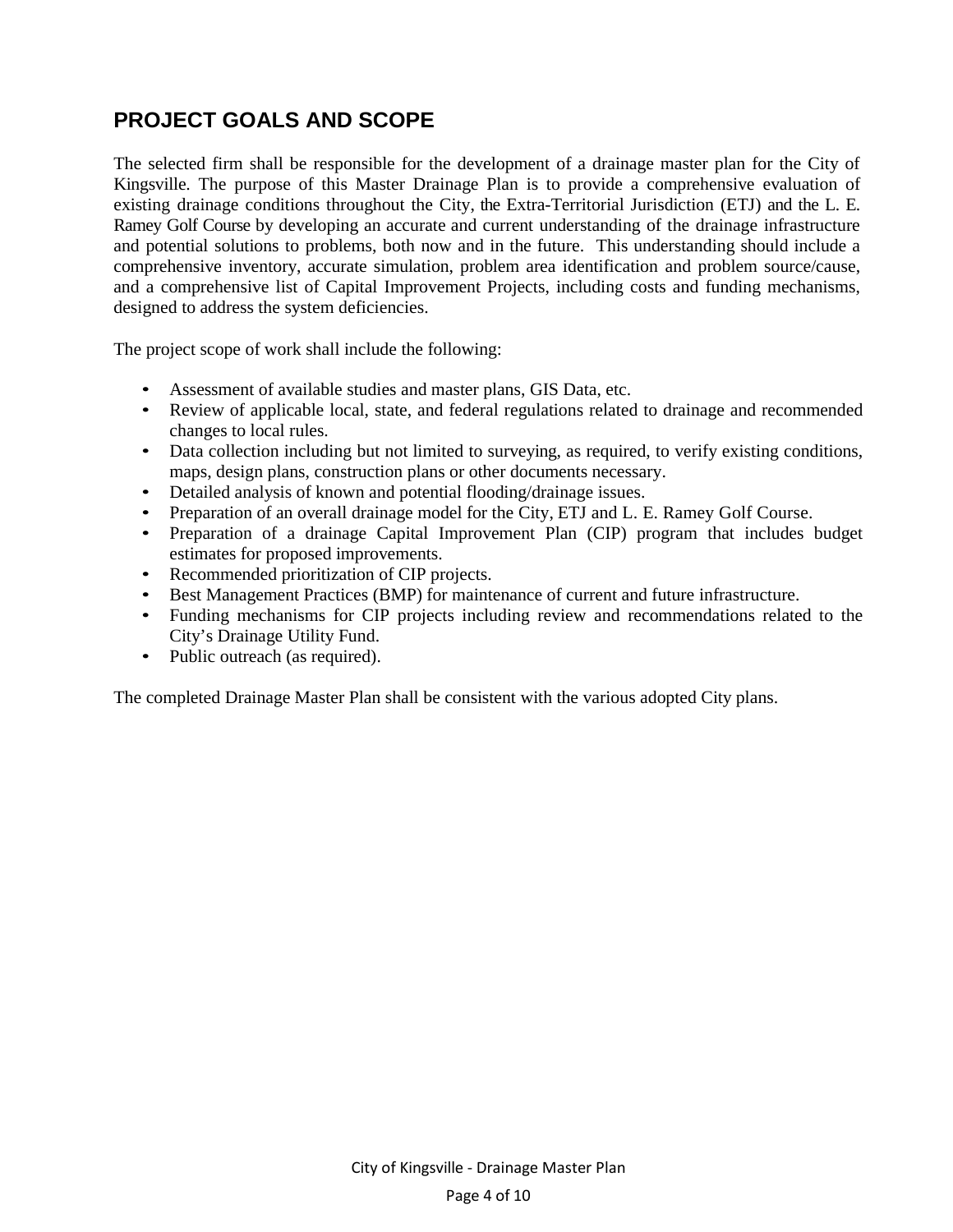## PROJECT GOALS AND SCOPE

The selected firm shall be responsible for the development of a drainage master plan for the City of Kingsville. The purpose of this Master Drainage Plan is to provide a comprehensive evaluation of existing drainage conditions throughout the City, the Extra-Territorial Jurisdiction (ETJ) and the L. E. Ramey Golf Course by developing an accurate and current understanding of the drainage infrastructure and potential solutions to problems, both now and in the future. This understanding should include a comprehensive inventory, accurate simulation, problem area identification and problem source/cause, and a comprehensive list of Capital Improvement Projects, including costs and funding mechanisms, designed to address the system deficiencies.

The project scope of work shall include the following:

- Assessment of available studies and master plans, GIS Data, etc.
- Review of applicable local, state, and federal regulations related to drainage and recommended changes to local rules.
- Data collection including but not limited to surveying, as required, to verify existing conditions, maps, design plans, construction plans or other documents necessary.
- Detailed analysis of known and potential flooding/drainage issues.
- Preparation of an overall drainage model for the City, ETJ and L. E. Ramey Golf Course.
- Preparation of a drainage Capital Improvement Plan (CIP) program that includes budget estimates for proposed improvements.
- Recommended prioritization of CIP projects.
- Best Management Practices (BMP) for maintenance of current and future infrastructure.
- Funding mechanisms for CIP projects including review and recommendations related to the City's Drainage Utility Fund.
- Public outreach (as required).

The completed Drainage Master Plan shall be consistent with the various adopted City plans.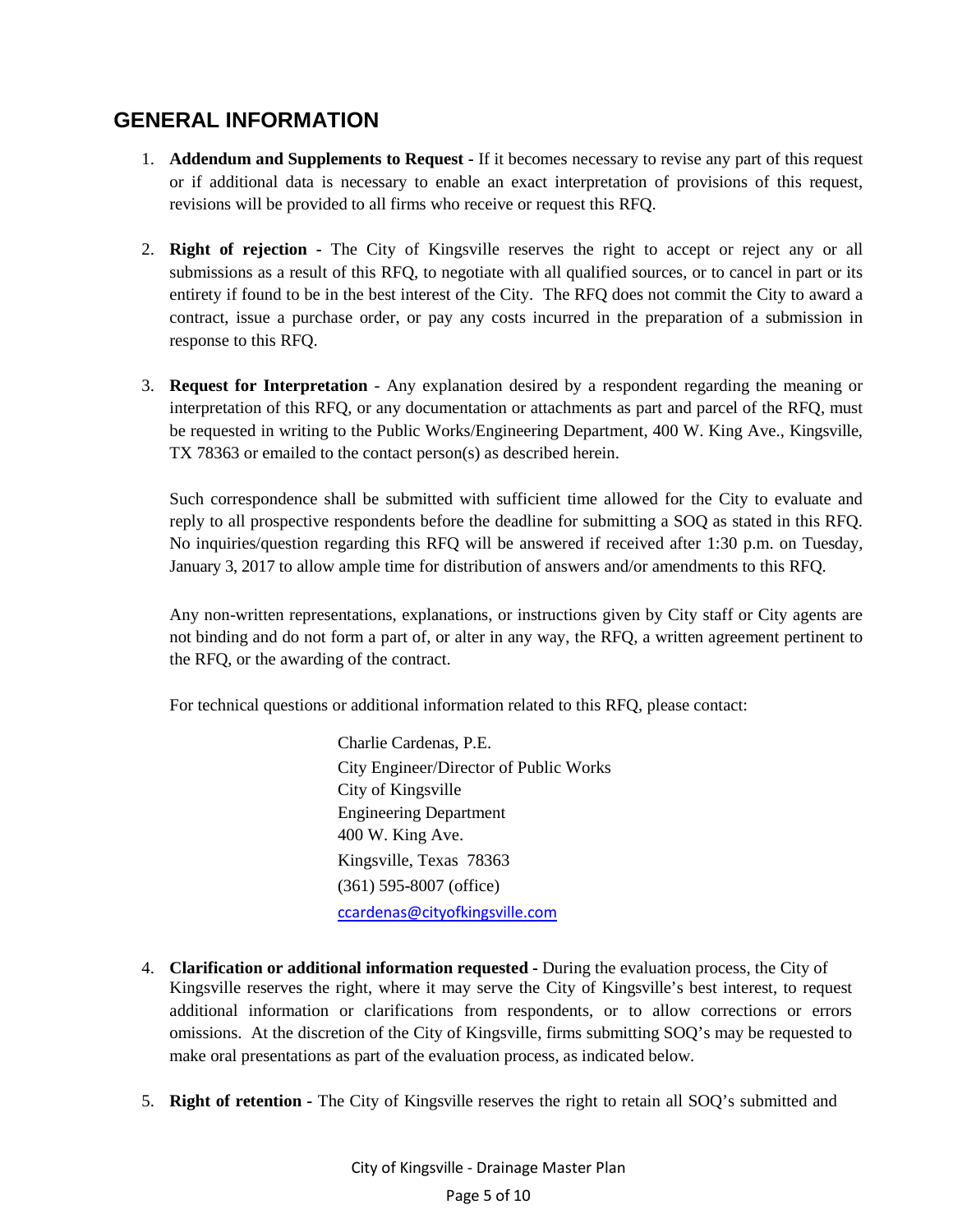## GENERAL INFORMATION

1. **Addendum and Supplements to Request -** If it becomes necessary to revise any part of this request or if additional data is necessary to enable an exact interpretation of provisions of this request, revisions will be provided to all firms who receive or request this RFQ.

2. **Right of rejection -** The City of Kingsville reserves the right to accept or reject any or all submissions as a result of this RFQ, to negotiate with all qualified sources, or to cancel in part or its entirety if found to be in the best interest of the City. The RFQ does not commit the City to award a contract, issue a purchase order, or pay any costs incurred in the preparation of a submission in response to this RFQ.

3. **Request for Interpretation** - Any explanation desired by a respondent regarding the meaning or interpretation of this RFQ, or any documentation or attachments as part and parcel of the RFQ, must be requested in writing to the Public Works/Engineering Department, 400 W. King Ave., Kingsville, TX 78363 or emailed to the contact person(s) as described herein.

   Such correspondence shall be submitted with sufficient time allowed for the City to evaluate and reply to all prospective respondents before the deadline for submitting a SOQ as stated in this RFQ. No inquiries/question regarding this RFQ will be answered if received after 1:30 p.m. on Tuesday, January 3, 2017 to allow ample time for distribution of answers and/or amendments to this RFQ.

   Any non-written representations, explanations, or instructions given by City staff or City agents are not binding and do not form a part of, or alter in any way, the RFQ, a written agreement pertinent to the RFQ, or the awarding of the contract.

   For technical questions or additional information related to this RFQ, please contact:

   Charlie Cardenas, P.E.
   City Engineer/Director of Public Works
   City of Kingsville
   Engineering Department
   400 W. King Ave.
   Kingsville, Texas 78363
   (361) 595-8007 (office)
   ccardenas@cityofkingsville.com

4. **Clarification or additional information requested -** During the evaluation process, the City of Kingsville reserves the right, where it may serve the City of Kingsville's best interest, to request additional information or clarifications from respondents, or to allow corrections or errors omissions. At the discretion of the City of Kingsville, firms submitting SOQ's may be requested to make oral presentations as part of the evaluation process, as indicated below.

5. **Right of retention -** The City of Kingsville reserves the right to retain all SOQ's submitted and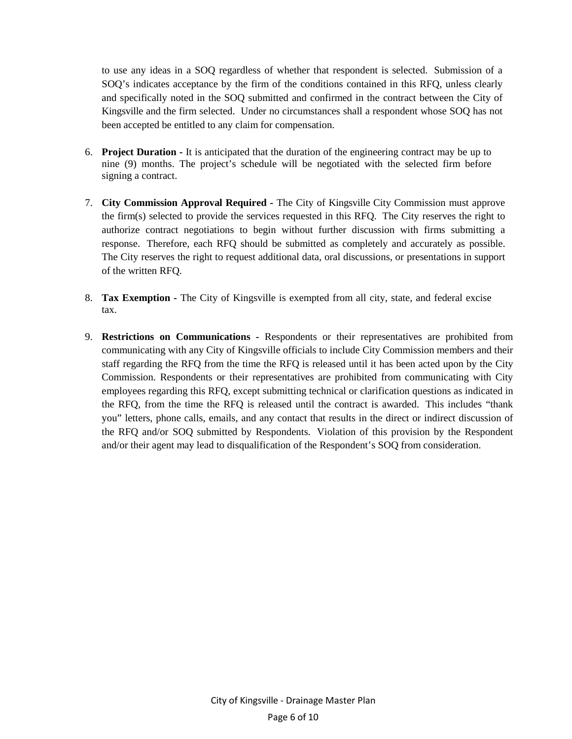to use any ideas in a SOQ regardless of whether that respondent is selected. Submission of a SOQ's indicates acceptance by the firm of the conditions contained in this RFQ, unless clearly and specifically noted in the SOQ submitted and confirmed in the contract between the City of Kingsville and the firm selected. Under no circumstances shall a respondent whose SOQ has not been accepted be entitled to any claim for compensation.

6. **Project Duration -** It is anticipated that the duration of the engineering contract may be up to nine (9) months. The project's schedule will be negotiated with the selected firm before signing a contract.

7. **City Commission Approval Required -** The City of Kingsville City Commission must approve the firm(s) selected to provide the services requested in this RFQ. The City reserves the right to authorize contract negotiations to begin without further discussion with firms submitting a response. Therefore, each RFQ should be submitted as completely and accurately as possible. The City reserves the right to request additional data, oral discussions, or presentations in support of the written RFQ.

8. **Tax Exemption -** The City of Kingsville is exempted from all city, state, and federal excise tax.

9. **Restrictions on Communications -** Respondents or their representatives are prohibited from communicating with any City of Kingsville officials to include City Commission members and their staff regarding the RFQ from the time the RFQ is released until it has been acted upon by the City Commission. Respondents or their representatives are prohibited from communicating with City employees regarding this RFQ, except submitting technical or clarification questions as indicated in the RFQ, from the time the RFQ is released until the contract is awarded. This includes "thank you" letters, phone calls, emails, and any contact that results in the direct or indirect discussion of the RFQ and/or SOQ submitted by Respondents. Violation of this provision by the Respondent and/or their agent may lead to disqualification of the Respondent's SOQ from consideration.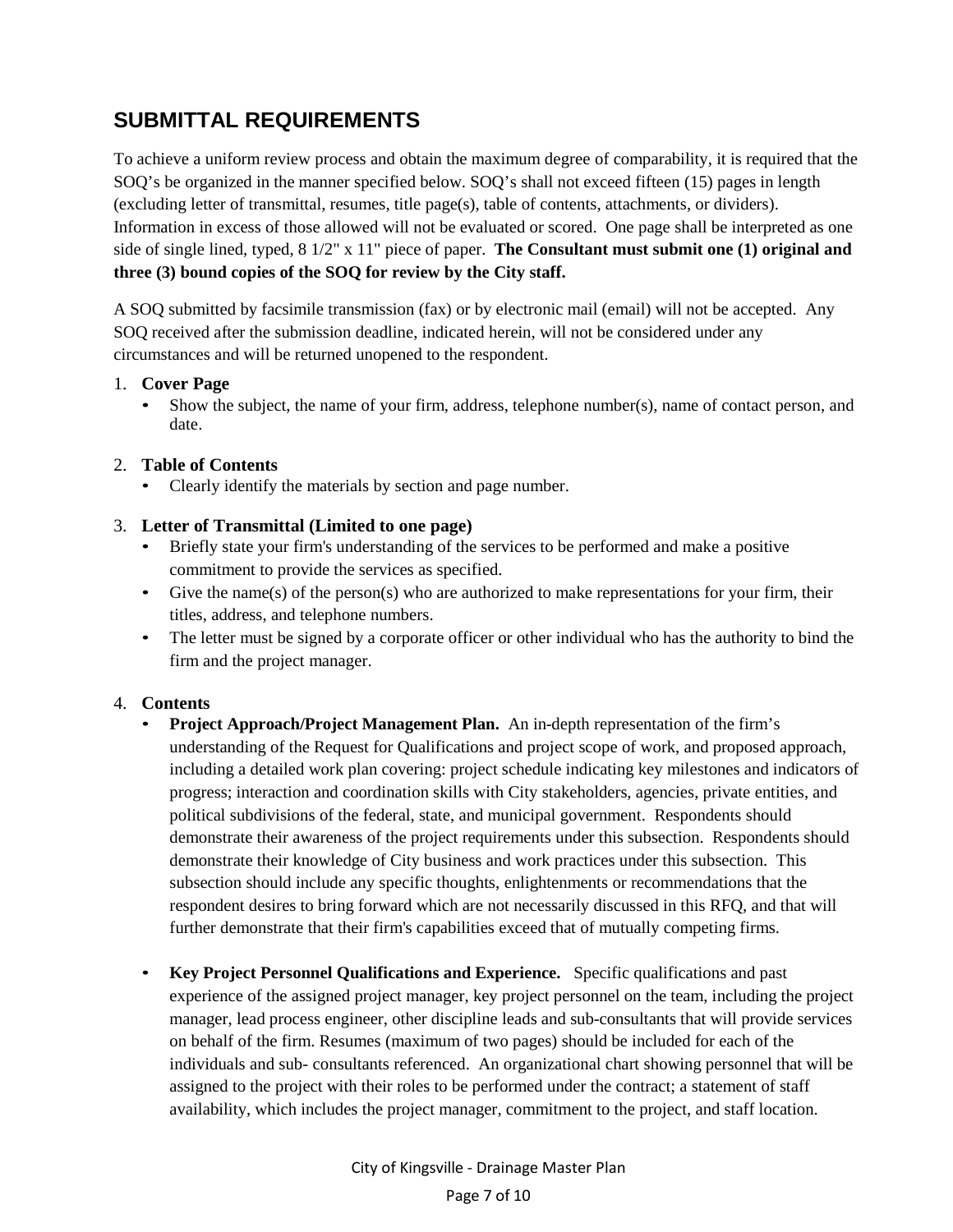## SUBMITTAL REQUIREMENTS

To achieve a uniform review process and obtain the maximum degree of comparability, it is required that the SOQ's be organized in the manner specified below. SOQ's shall not exceed fifteen (15) pages in length (excluding letter of transmittal, resumes, title page(s), table of contents, attachments, or dividers). Information in excess of those allowed will not be evaluated or scored. One page shall be interpreted as one side of single lined, typed, 8 1/2" x 11" piece of paper. **The Consultant must submit one (1) original and three (3) bound copies of the SOQ for review by the City staff.**

A SOQ submitted by facsimile transmission (fax) or by electronic mail (email) will not be accepted. Any SOQ received after the submission deadline, indicated herein, will not be considered under any circumstances and will be returned unopened to the respondent.

1. **Cover Page**
   - Show the subject, the name of your firm, address, telephone number(s), name of contact person, and date.

2. **Table of Contents**
   - Clearly identify the materials by section and page number.

3. **Letter of Transmittal (Limited to one page)**
   - Briefly state your firm's understanding of the services to be performed and make a positive commitment to provide the services as specified.
   - Give the name(s) of the person(s) who are authorized to make representations for your firm, their titles, address, and telephone numbers.
   - The letter must be signed by a corporate officer or other individual who has the authority to bind the firm and the project manager.

4. **Contents**
   - **Project Approach/Project Management Plan.** An in-depth representation of the firm's understanding of the Request for Qualifications and project scope of work, and proposed approach, including a detailed work plan covering: project schedule indicating key milestones and indicators of progress; interaction and coordination skills with City stakeholders, agencies, private entities, and political subdivisions of the federal, state, and municipal government. Respondents should demonstrate their awareness of the project requirements under this subsection. Respondents should demonstrate their knowledge of City business and work practices under this subsection. This subsection should include any specific thoughts, enlightenments or recommendations that the respondent desires to bring forward which are not necessarily discussed in this RFQ, and that will further demonstrate that their firm's capabilities exceed that of mutually competing firms.

   - **Key Project Personnel Qualifications and Experience.** Specific qualifications and past experience of the assigned project manager, key project personnel on the team, including the project manager, lead process engineer, other discipline leads and sub-consultants that will provide services on behalf of the firm. Resumes (maximum of two pages) should be included for each of the individuals and sub- consultants referenced. An organizational chart showing personnel that will be assigned to the project with their roles to be performed under the contract; a statement of staff availability, which includes the project manager, commitment to the project, and staff location.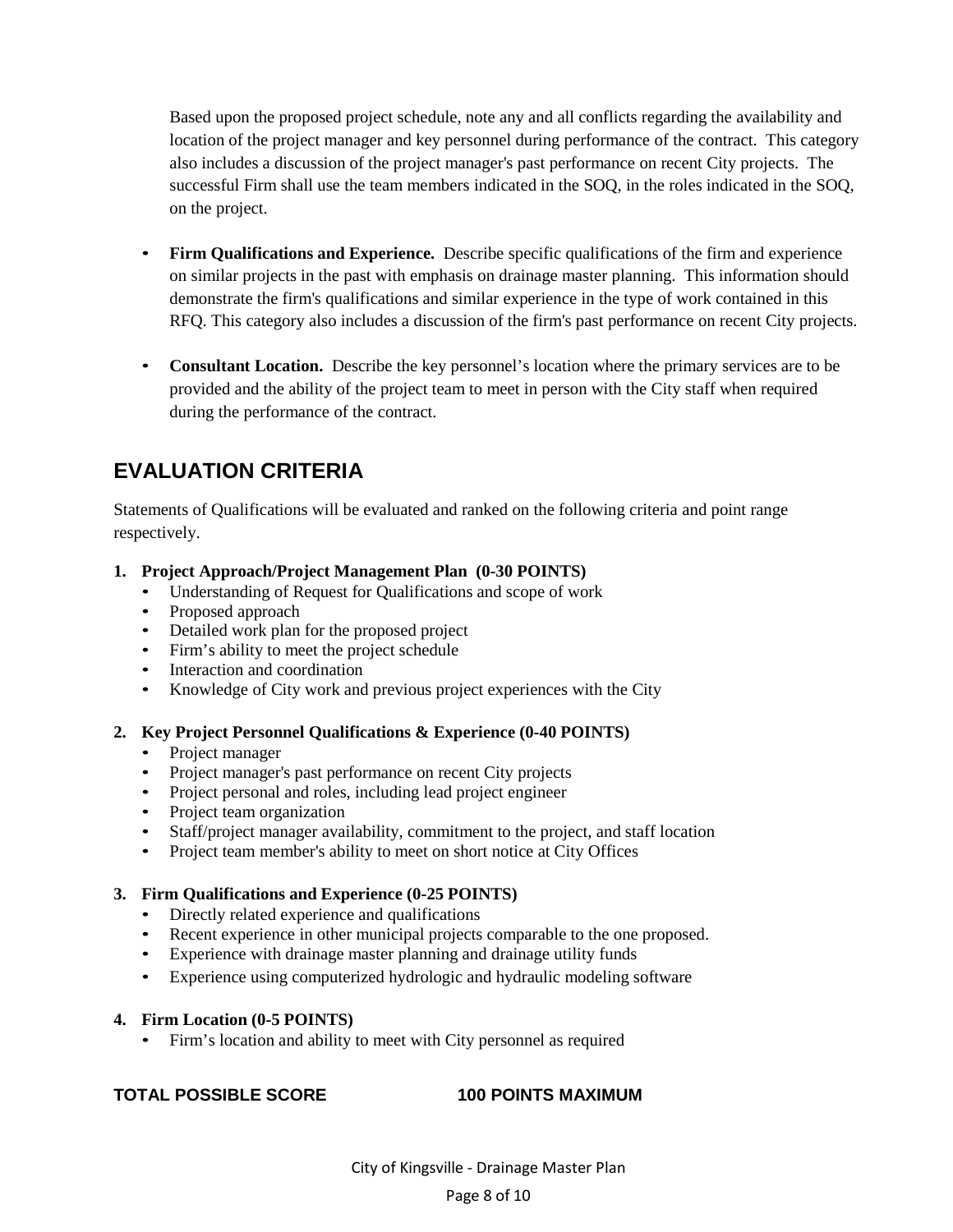Based upon the proposed project schedule, note any and all conflicts regarding the availability and location of the project manager and key personnel during performance of the contract. This category also includes a discussion of the project manager's past performance on recent City projects. The successful Firm shall use the team members indicated in the SOQ, in the roles indicated in the SOQ, on the project.

- **Firm Qualifications and Experience.** Describe specific qualifications of the firm and experience on similar projects in the past with emphasis on drainage master planning. This information should demonstrate the firm's qualifications and similar experience in the type of work contained in this RFQ. This category also includes a discussion of the firm's past performance on recent City projects.

- **Consultant Location.** Describe the key personnel's location where the primary services are to be provided and the ability of the project team to meet in person with the City staff when required during the performance of the contract.

## EVALUATION CRITERIA

Statements of Qualifications will be evaluated and ranked on the following criteria and point range respectively.

1. **Project Approach/Project Management Plan (0-30 POINTS)**
   - Understanding of Request for Qualifications and scope of work
   - Proposed approach
   - Detailed work plan for the proposed project
   - Firm's ability to meet the project schedule
   - Interaction and coordination
   - Knowledge of City work and previous project experiences with the City

2. **Key Project Personnel Qualifications & Experience (0-40 POINTS)**
   - Project manager
   - Project manager's past performance on recent City projects
   - Project personal and roles, including lead project engineer
   - Project team organization
   - Staff/project manager availability, commitment to the project, and staff location
   - Project team member's ability to meet on short notice at City Offices

3. **Firm Qualifications and Experience (0-25 POINTS)**
   - Directly related experience and qualifications
   - Recent experience in other municipal projects comparable to the one proposed.
   - Experience with drainage master planning and drainage utility funds
   - Experience using computerized hydrologic and hydraulic modeling software

4. **Firm Location (0-5 POINTS)**
   - Firm's location and ability to meet with City personnel as required

**TOTAL POSSIBLE SCORE 100 POINTS MAXIMUM**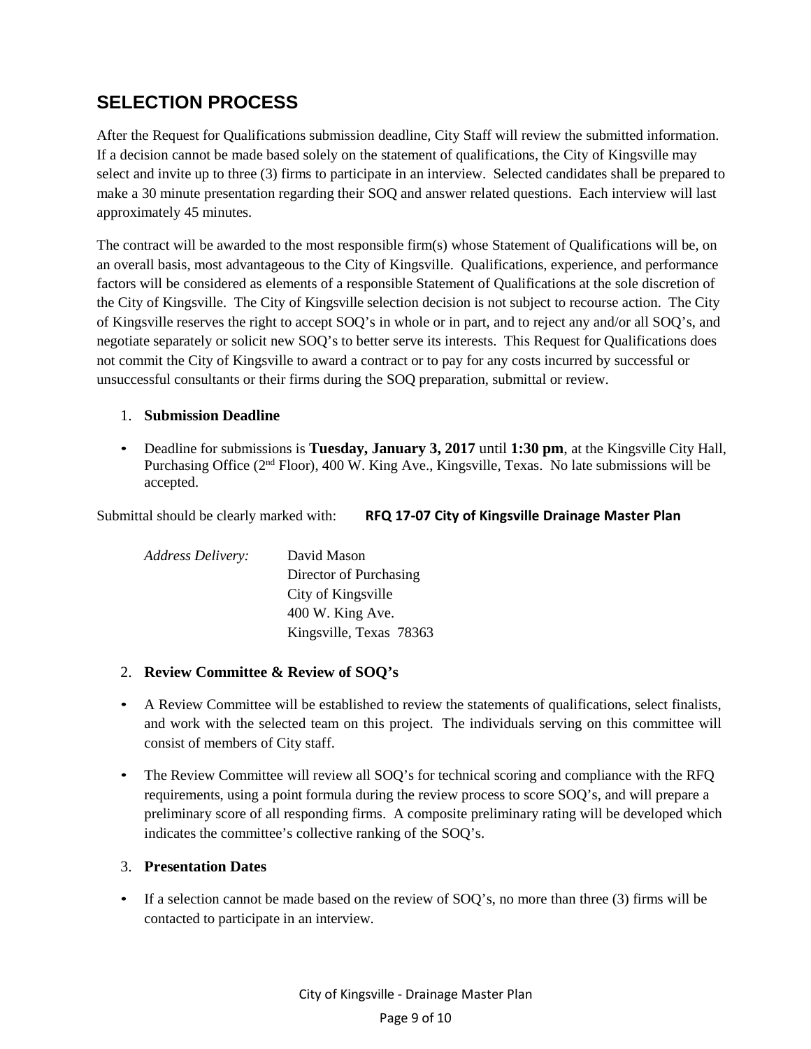## SELECTION PROCESS

After the Request for Qualifications submission deadline, City Staff will review the submitted information. If a decision cannot be made based solely on the statement of qualifications, the City of Kingsville may select and invite up to three (3) firms to participate in an interview. Selected candidates shall be prepared to make a 30 minute presentation regarding their SOQ and answer related questions. Each interview will last approximately 45 minutes.

The contract will be awarded to the most responsible firm(s) whose Statement of Qualifications will be, on an overall basis, most advantageous to the City of Kingsville. Qualifications, experience, and performance factors will be considered as elements of a responsible Statement of Qualifications at the sole discretion of the City of Kingsville. The City of Kingsville selection decision is not subject to recourse action. The City of Kingsville reserves the right to accept SOQ's in whole or in part, and to reject any and/or all SOQ's, and negotiate separately or solicit new SOQ's to better serve its interests. This Request for Qualifications does not commit the City of Kingsville to award a contract or to pay for any costs incurred by successful or unsuccessful consultants or their firms during the SOQ preparation, submittal or review.

1. **Submission Deadline**

- Deadline for submissions is **Tuesday, January 3, 2017** until **1:30 pm**, at the Kingsville City Hall, Purchasing Office (2nd Floor), 400 W. King Ave., Kingsville, Texas. No late submissions will be accepted.

Submittal should be clearly marked with: **RFQ 17-07 City of Kingsville Drainage Master Plan**

*Address Delivery:*
David Mason
Director of Purchasing
City of Kingsville
400 W. King Ave.
Kingsville, Texas 78363

2. **Review Committee & Review of SOQ's**

- A Review Committee will be established to review the statements of qualifications, select finalists, and work with the selected team on this project. The individuals serving on this committee will consist of members of City staff.
- The Review Committee will review all SOQ's for technical scoring and compliance with the RFQ requirements, using a point formula during the review process to score SOQ's, and will prepare a preliminary score of all responding firms. A composite preliminary rating will be developed which indicates the committee's collective ranking of the SOQ's.

3. **Presentation Dates**

- If a selection cannot be made based on the review of SOQ's, no more than three (3) firms will be contacted to participate in an interview.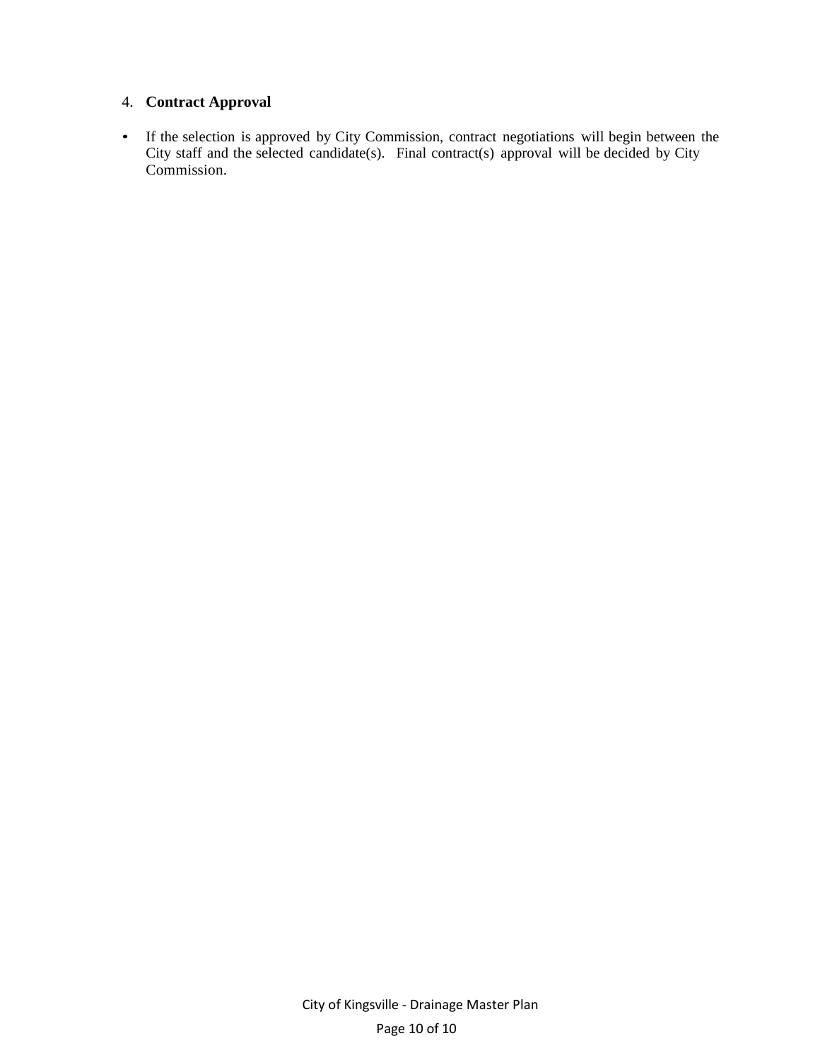4. **Contract Approval**

- If the selection is approved by City Commission, contract negotiations will begin between the City staff and the selected candidate(s). Final contract(s) approval will be decided by City Commission.